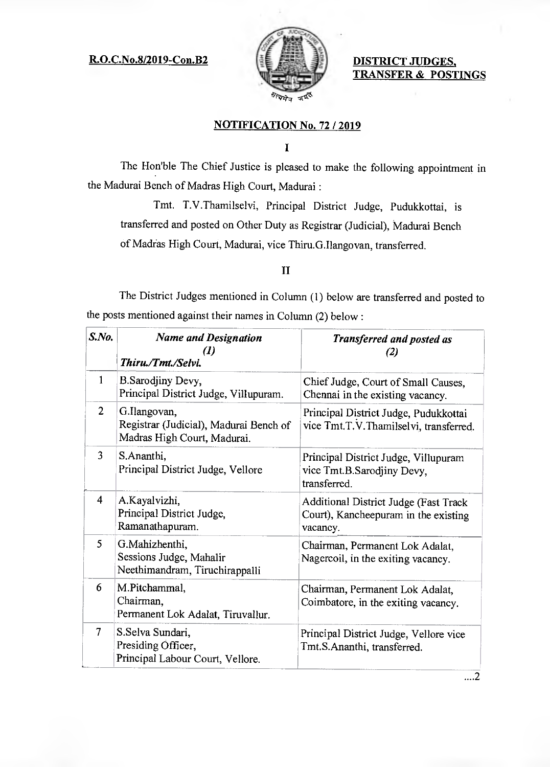**R.O.C.No.8/2019-Con.B2**

**DISTRICT JUDGES, TRANSFER & POSTINGS**

## NOTIFICATION No. 72 / 2019

**I**

The Hon'ble The Chief Justice is pleased to make the following appointment in the Madurai Bench of Madras High Court, Madurai :

Tmt. T.V.Thamilselvi, Principal District Judge, Pudukkottai, is transferred and posted on Other Duty as Registrar (Judicial), Madurai Bench of Madras High Court, Madurai, vice Thiru.G.Ilangovan, transferred.

**II**

The District Judges mentioned in Column (1) below are transferred and posted to the posts mentioned against their names in Column (2) below :

| *S.No.* | *Name and Designation (1) Thiru./Tmt./Selvi.* | *Transferred and posted as (2)* |
|---|---|---|
| 1 | B.Sarodjiny Devy, Principal District Judge, Villupuram. | Chief Judge, Court of Small Causes, Chennai in the existing vacancy. |
| 2 | G.Ilangovan, Registrar (Judicial), Madurai Bench of Madras High Court, Madurai. | Principal District Judge, Pudukkottai vice Tmt.T.V.Thamilselvi, transferred. |
| 3 | S.Ananthi, Principal District Judge, Vellore | Principal District Judge, Villupuram vice Tmt.B.Sarodjiny Devy, transferred. |
| 4 | A.Kayalvizhi, Principal District Judge, Ramanathapuram. | Additional District Judge (Fast Track Court), Kancheepuram in the existing vacancy. |
| 5 | G.Mahizhenthi, Sessions Judge, Mahalir Neethimandram, Tiruchirappalli | Chairman, Permanent Lok Adalat, Nagercoil, in the exiting vacancy. |
| 6 | M.Pitchammal, Chairman, Permanent Lok Adalat, Tiruvallur. | Chairman, Permanent Lok Adalat, Coimbatore, in the exiting vacancy. |
| 7 | S.Selva Sundari, Presiding Officer, Principal Labour Court, Vellore. | Principal District Judge, Vellore vice Tmt.S.Ananthi, transferred. |

....2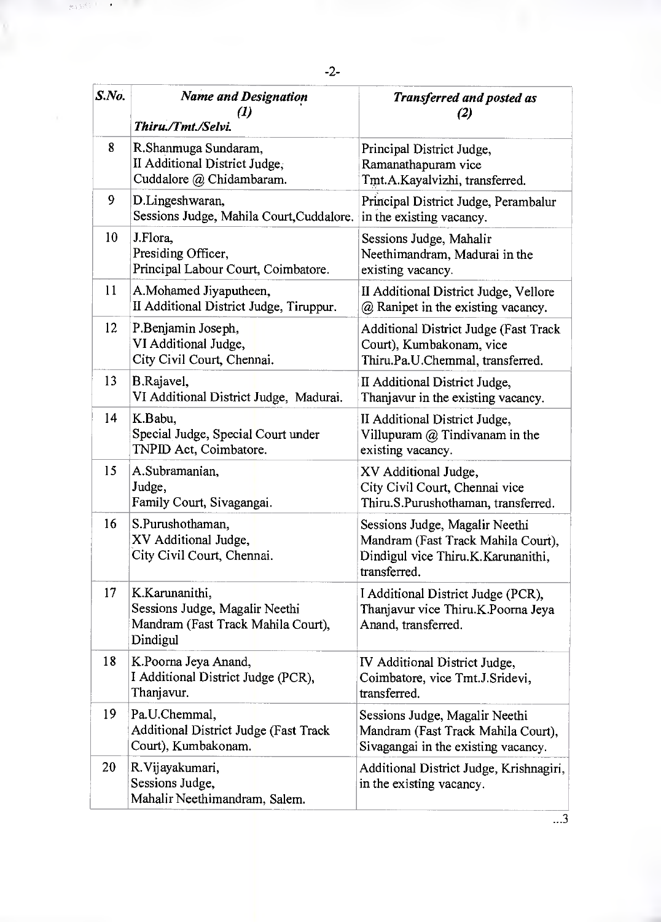| S.No. | Name and Designation (1) Thiru./Tmt./Selvi. | Transferred and posted as (2) |
|---|---|---|
| 8 | R.Shanmuga Sundaram, II Additional District Judge, Cuddalore @ Chidambaram. | Principal District Judge, Ramanathapuram vice Tmt.A.Kayalvizhi, transferred. |
| 9 | D.Lingeshwaran, Sessions Judge, Mahila Court,Cuddalore. | Principal District Judge, Perambalur in the existing vacancy. |
| 10 | J.Flora, Presiding Officer, Principal Labour Court, Coimbatore. | Sessions Judge, Mahalir Neethimandram, Madurai in the existing vacancy. |
| 11 | A.Mohamed Jiyaputheen, II Additional District Judge, Tiruppur. | II Additional District Judge, Vellore @ Ranipet in the existing vacancy. |
| 12 | P.Benjamin Joseph, VI Additional Judge, City Civil Court, Chennai. | Additional District Judge (Fast Track Court), Kumbakonam, vice Thiru.Pa.U.Chemmal, transferred. |
| 13 | B.Rajavel, VI Additional District Judge, Madurai. | II Additional District Judge, Thanjavur in the existing vacancy. |
| 14 | K.Babu, Special Judge, Special Court under TNPID Act, Coimbatore. | II Additional District Judge, Villupuram @ Tindivanam in the existing vacancy. |
| 15 | A.Subramanian, Judge, Family Court, Sivagangai. | XV Additional Judge, City Civil Court, Chennai vice Thiru.S.Purushothaman, transferred. |
| 16 | S.Purushothaman, XV Additional Judge, City Civil Court, Chennai. | Sessions Judge, Magalir Neethi Mandram (Fast Track Mahila Court), Dindigul vice Thiru.K.Karunanithi, transferred. |
| 17 | K.Karunanithi, Sessions Judge, Magalir Neethi Mandram (Fast Track Mahila Court), Dindigul | I Additional District Judge (PCR), Thanjavur vice Thiru.K.Poorna Jeya Anand, transferred. |
| 18 | K.Poorna Jeya Anand, I Additional District Judge (PCR), Thanjavur. | IV Additional District Judge, Coimbatore, vice Tmt.J.Sridevi, transferred. |
| 19 | Pa.U.Chemmal, Additional District Judge (Fast Track Court), Kumbakonam. | Sessions Judge, Magalir Neethi Mandram (Fast Track Mahila Court), Sivagangai in the existing vacancy. |
| 20 | R.Vijayakumari, Sessions Judge, Mahalir Neethimandram, Salem. | Additional District Judge, Krishnagiri, in the existing vacancy. |

...3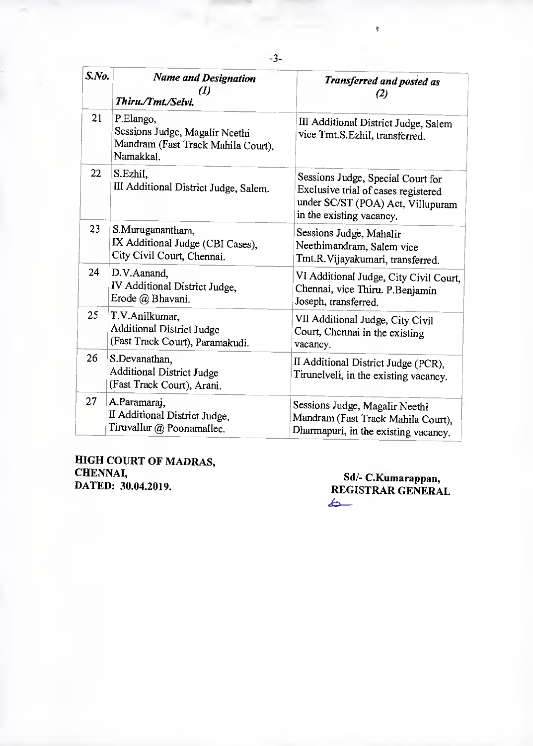| *S.No.* | ***Name and Designation (1)*** *Thiru./Tmt./Selvi.* | ***Transferred and posted as (2)*** |
|---|---|---|
| 21 | P.Elango, Sessions Judge, Magalir Neethi Mandram (Fast Track Mahila Court), Namakkal. | III Additional District Judge, Salem vice Tmt.S.Ezhil, transferred. |
| 22 | S.Ezhil, III Additional District Judge, Salem. | Sessions Judge, Special Court for Exclusive trial of cases registered under SC/ST (POA) Act, Villupuram in the existing vacancy. |
| 23 | S.Muruganantham, IX Additional Judge (CBI Cases), City Civil Court, Chennai. | Sessions Judge, Mahalir Neethimandram, Salem vice Tmt.R.Vijayakumari, transferred. |
| 24 | D.V.Aanand, IV Additional District Judge, Erode @ Bhavani. | VI Additional Judge, City Civil Court, Chennai, vice Thiru. P.Benjamin Joseph, transferred. |
| 25 | T.V.Anilkumar, Additional District Judge (Fast Track Court), Paramakudi. | VII Additional Judge, City Civil Court, Chennai in the existing vacancy. |
| 26 | S.Devanathan, Additional District Judge (Fast Track Court), Arani. | II Additional District Judge (PCR), Tirunelveli, in the existing vacancy. |
| 27 | A.Paramaraj, II Additional District Judge, Tiruvallur @ Poonamallee. | Sessions Judge, Magalir Neethi Mandram (Fast Track Mahila Court), Dharmapuri, in the existing vacancy. |

**HIGH COURT OF MADRAS,**
**CHENNAI,**
**DATED: 30.04.2019.**

**Sd/- C.Kumarappan,**
**REGISTRAR GENERAL**